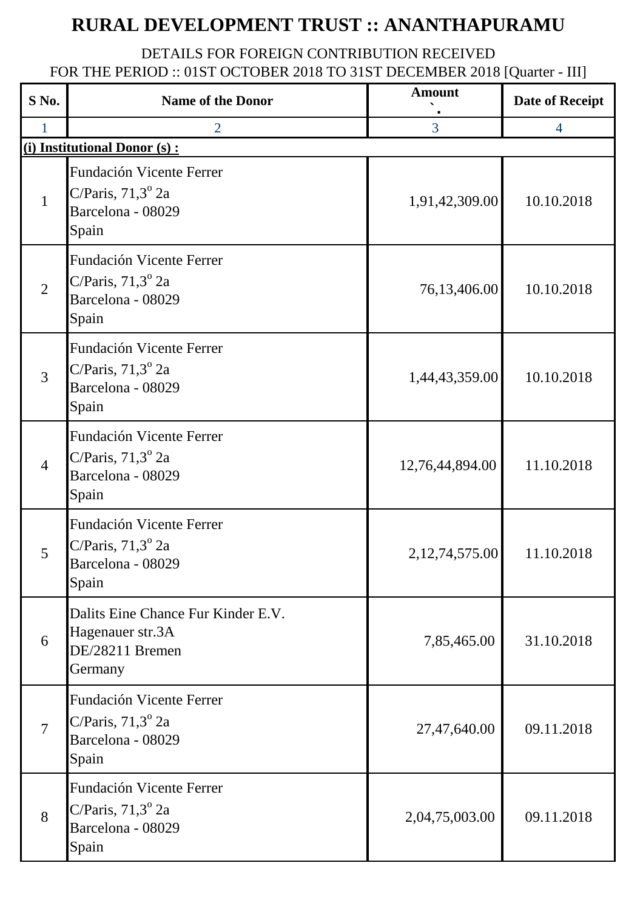# RURAL DEVELOPMENT TRUST :: ANANTHAPURAMU

DETAILS FOR FOREIGN CONTRIBUTION RECEIVED
FOR THE PERIOD :: 01ST OCTOBER 2018 TO 31ST DECEMBER 2018 [Quarter - III]

| S No. | Name of the Donor | Amount ` | Date of Receipt |
|---|---|---|---|
| 1 | 2 | 3 | 4 |
| **(i) Institutional Donor (s) :** | | | |
| 1 | Fundación Vicente Ferrer<br>C/Paris, 71,3º 2a<br>Barcelona - 08029<br>Spain | 1,91,42,309.00 | 10.10.2018 |
| 2 | Fundación Vicente Ferrer<br>C/Paris, 71,3º 2a<br>Barcelona - 08029<br>Spain | 76,13,406.00 | 10.10.2018 |
| 3 | Fundación Vicente Ferrer<br>C/Paris, 71,3º 2a<br>Barcelona - 08029<br>Spain | 1,44,43,359.00 | 10.10.2018 |
| 4 | Fundación Vicente Ferrer<br>C/Paris, 71,3º 2a<br>Barcelona - 08029<br>Spain | 12,76,44,894.00 | 11.10.2018 |
| 5 | Fundación Vicente Ferrer<br>C/Paris, 71,3º 2a<br>Barcelona - 08029<br>Spain | 2,12,74,575.00 | 11.10.2018 |
| 6 | Dalits Eine Chance Fur Kinder E.V.<br>Hagenauer str.3A<br>DE/28211 Bremen<br>Germany | 7,85,465.00 | 31.10.2018 |
| 7 | Fundación Vicente Ferrer<br>C/Paris, 71,3º 2a<br>Barcelona - 08029<br>Spain | 27,47,640.00 | 09.11.2018 |
| 8 | Fundación Vicente Ferrer<br>C/Paris, 71,3º 2a<br>Barcelona - 08029<br>Spain | 2,04,75,003.00 | 09.11.2018 |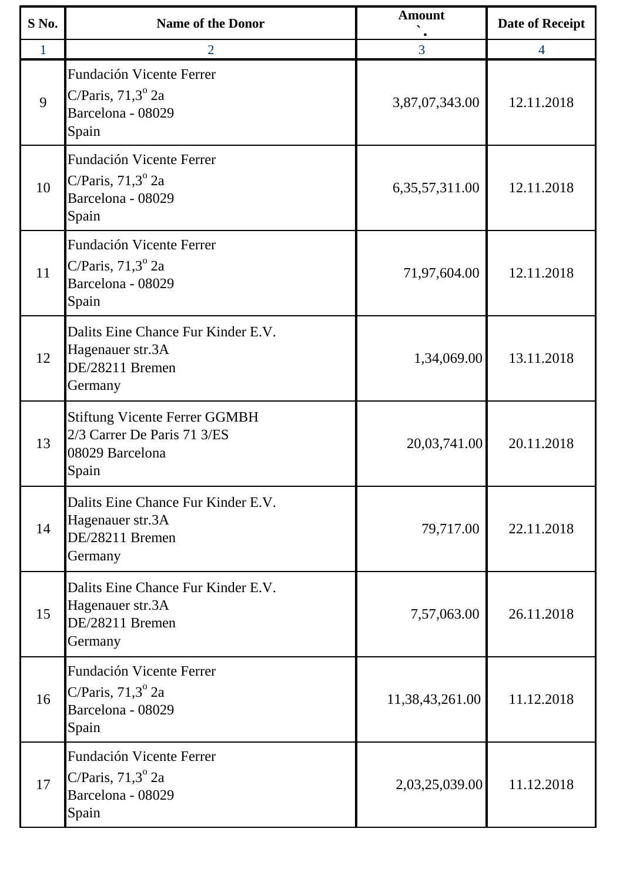| S No. | Name of the Donor | Amount ` | Date of Receipt |
|---|---|---|---|
| 1 | 2 | 3 | 4 |
| 9 | Fundación Vicente Ferrer<br>C/Paris, 71,3º 2a<br>Barcelona - 08029<br>Spain | 3,87,07,343.00 | 12.11.2018 |
| 10 | Fundación Vicente Ferrer<br>C/Paris, 71,3º 2a<br>Barcelona - 08029<br>Spain | 6,35,57,311.00 | 12.11.2018 |
| 11 | Fundación Vicente Ferrer<br>C/Paris, 71,3º 2a<br>Barcelona - 08029<br>Spain | 71,97,604.00 | 12.11.2018 |
| 12 | Dalits Eine Chance Fur Kinder E.V.<br>Hagenauer str.3A<br>DE/28211 Bremen<br>Germany | 1,34,069.00 | 13.11.2018 |
| 13 | Stiftung Vicente Ferrer GGMBH<br>2/3 Carrer De Paris 71 3/ES<br>08029 Barcelona<br>Spain | 20,03,741.00 | 20.11.2018 |
| 14 | Dalits Eine Chance Fur Kinder E.V.<br>Hagenauer str.3A<br>DE/28211 Bremen<br>Germany | 79,717.00 | 22.11.2018 |
| 15 | Dalits Eine Chance Fur Kinder E.V.<br>Hagenauer str.3A<br>DE/28211 Bremen<br>Germany | 7,57,063.00 | 26.11.2018 |
| 16 | Fundación Vicente Ferrer<br>C/Paris, 71,3º 2a<br>Barcelona - 08029<br>Spain | 11,38,43,261.00 | 11.12.2018 |
| 17 | Fundación Vicente Ferrer<br>C/Paris, 71,3º 2a<br>Barcelona - 08029<br>Spain | 2,03,25,039.00 | 11.12.2018 |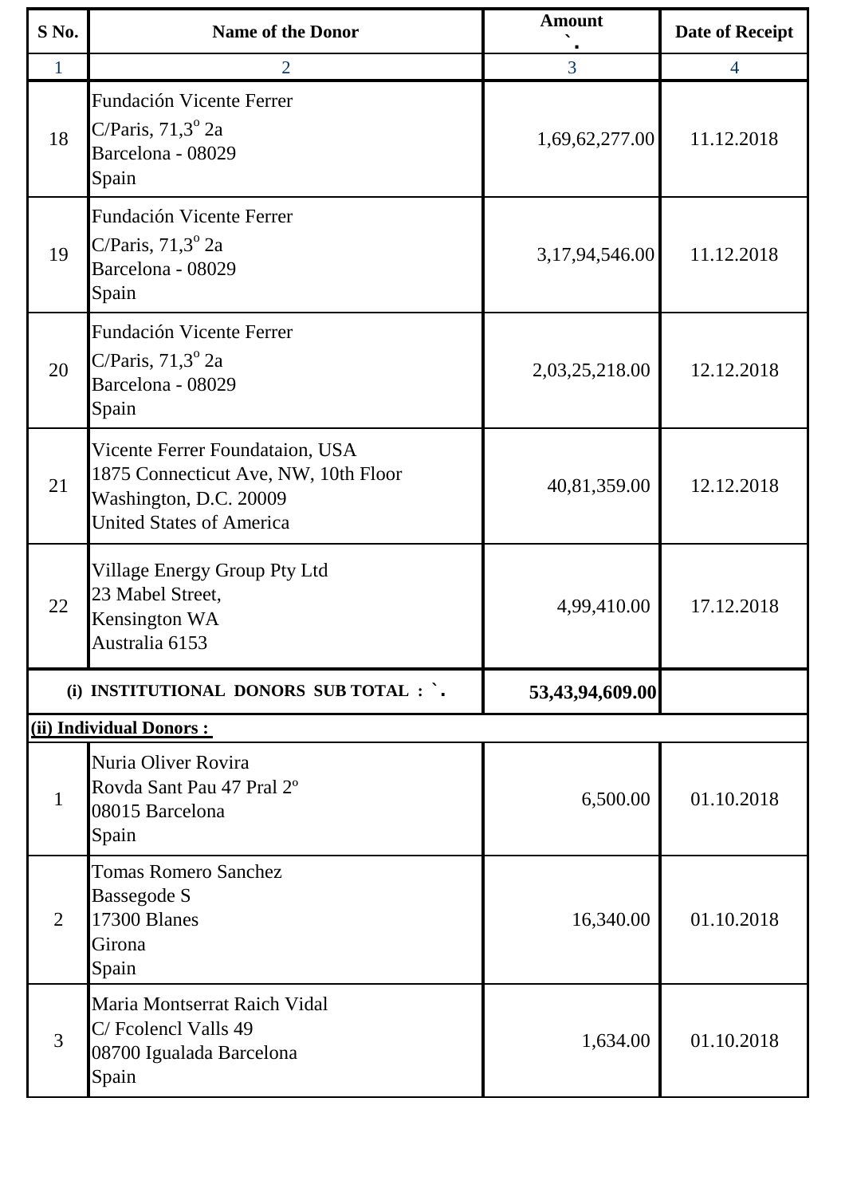| S No. | Name of the Donor | Amount ` | Date of Receipt |
|---|---|---|---|
| 1 | 2 | 3 | 4 |
| 18 | Fundación Vicente Ferrer<br>C/Paris, 71,3º 2a<br>Barcelona - 08029<br>Spain | 1,69,62,277.00 | 11.12.2018 |
| 19 | Fundación Vicente Ferrer<br>C/Paris, 71,3º 2a<br>Barcelona - 08029<br>Spain | 3,17,94,546.00 | 11.12.2018 |
| 20 | Fundación Vicente Ferrer<br>C/Paris, 71,3º 2a<br>Barcelona - 08029<br>Spain | 2,03,25,218.00 | 12.12.2018 |
| 21 | Vicente Ferrer Foundataion, USA<br>1875 Connecticut Ave, NW, 10th Floor<br>Washington, D.C. 20009<br>United States of America | 40,81,359.00 | 12.12.2018 |
| 22 | Village Energy Group Pty Ltd<br>23 Mabel Street,<br>Kensington WA<br>Australia 6153 | 4,99,410.00 | 17.12.2018 |
| **(i) INSTITUTIONAL DONORS SUB TOTAL : `.** | | **53,43,94,609.00** | |
| **(ii) Individual Donors :** | | | |
| 1 | Nuria Oliver Rovira<br>Rovda Sant Pau 47 Pral 2º<br>08015 Barcelona<br>Spain | 6,500.00 | 01.10.2018 |
| 2 | Tomas Romero Sanchez<br>Bassegode S<br>17300 Blanes<br>Girona<br>Spain | 16,340.00 | 01.10.2018 |
| 3 | Maria Montserrat Raich Vidal<br>C/ Fcolencl Valls 49<br>08700 Igualada Barcelona<br>Spain | 1,634.00 | 01.10.2018 |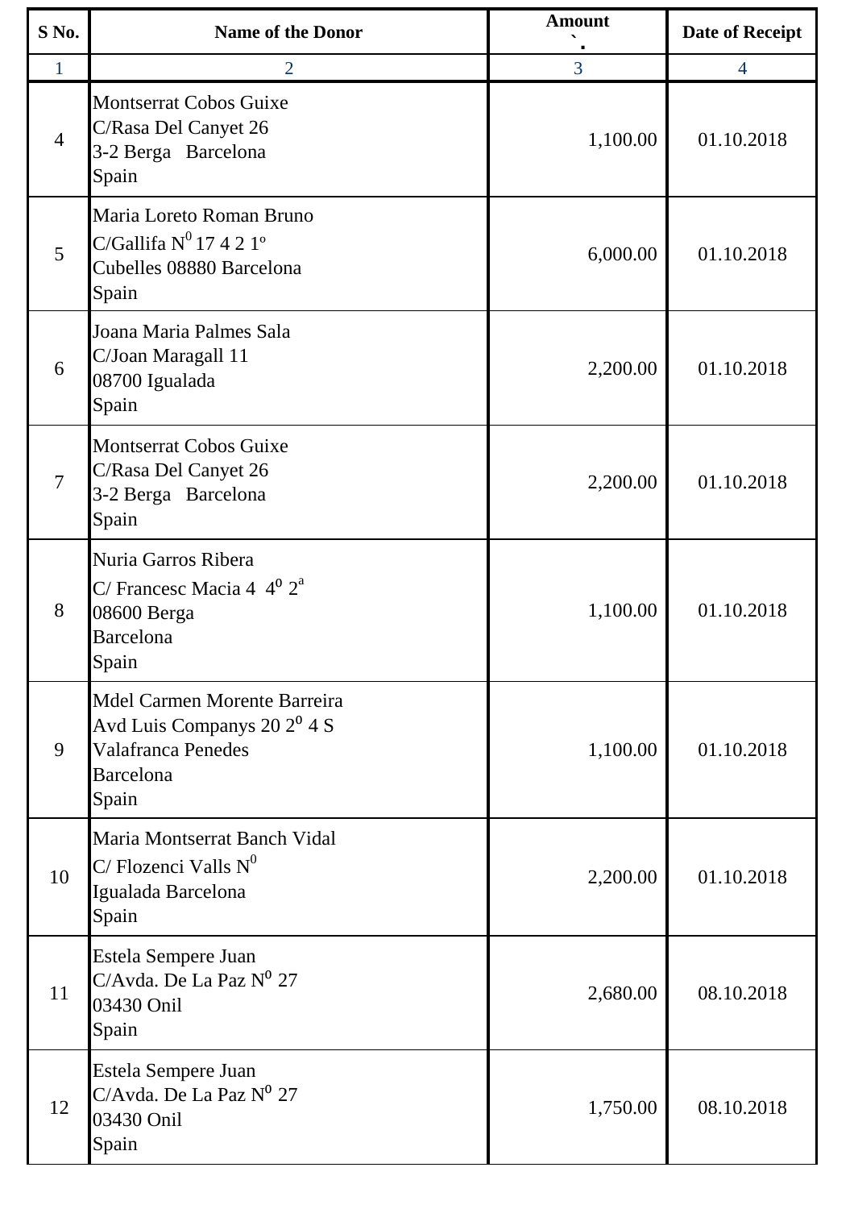| S No. | Name of the Donor | Amount ` | Date of Receipt |
|---|---|---|---|
| 1 | 2 | 3 | 4 |
| 4 | Montserrat Cobos Guixe<br>C/Rasa Del Canyet 26<br>3-2 Berga Barcelona<br>Spain | 1,100.00 | 01.10.2018 |
| 5 | Maria Loreto Roman Bruno<br>C/Gallifa N$^0$ 17 4 2 1º<br>Cubelles 08880 Barcelona<br>Spain | 6,000.00 | 01.10.2018 |
| 6 | Joana Maria Palmes Sala<br>C/Joan Maragall 11<br>08700 Igualada<br>Spain | 2,200.00 | 01.10.2018 |
| 7 | Montserrat Cobos Guixe<br>C/Rasa Del Canyet 26<br>3-2 Berga Barcelona<br>Spain | 2,200.00 | 01.10.2018 |
| 8 | Nuria Garros Ribera<br>C/ Francesc Macia 4 4$^0$ 2$^a$<br>08600 Berga<br>Barcelona<br>Spain | 1,100.00 | 01.10.2018 |
| 9 | Mdel Carmen Morente Barreira<br>Avd Luis Companys 20 2$^0$ 4 S<br>Valafranca Penedes<br>Barcelona<br>Spain | 1,100.00 | 01.10.2018 |
| 10 | Maria Montserrat Banch Vidal<br>C/ Flozenci Valls N$^0$<br>Igualada Barcelona<br>Spain | 2,200.00 | 01.10.2018 |
| 11 | Estela Sempere Juan<br>C/Avda. De La Paz N$^0$ 27<br>03430 Onil<br>Spain | 2,680.00 | 08.10.2018 |
| 12 | Estela Sempere Juan<br>C/Avda. De La Paz N$^0$ 27<br>03430 Onil<br>Spain | 1,750.00 | 08.10.2018 |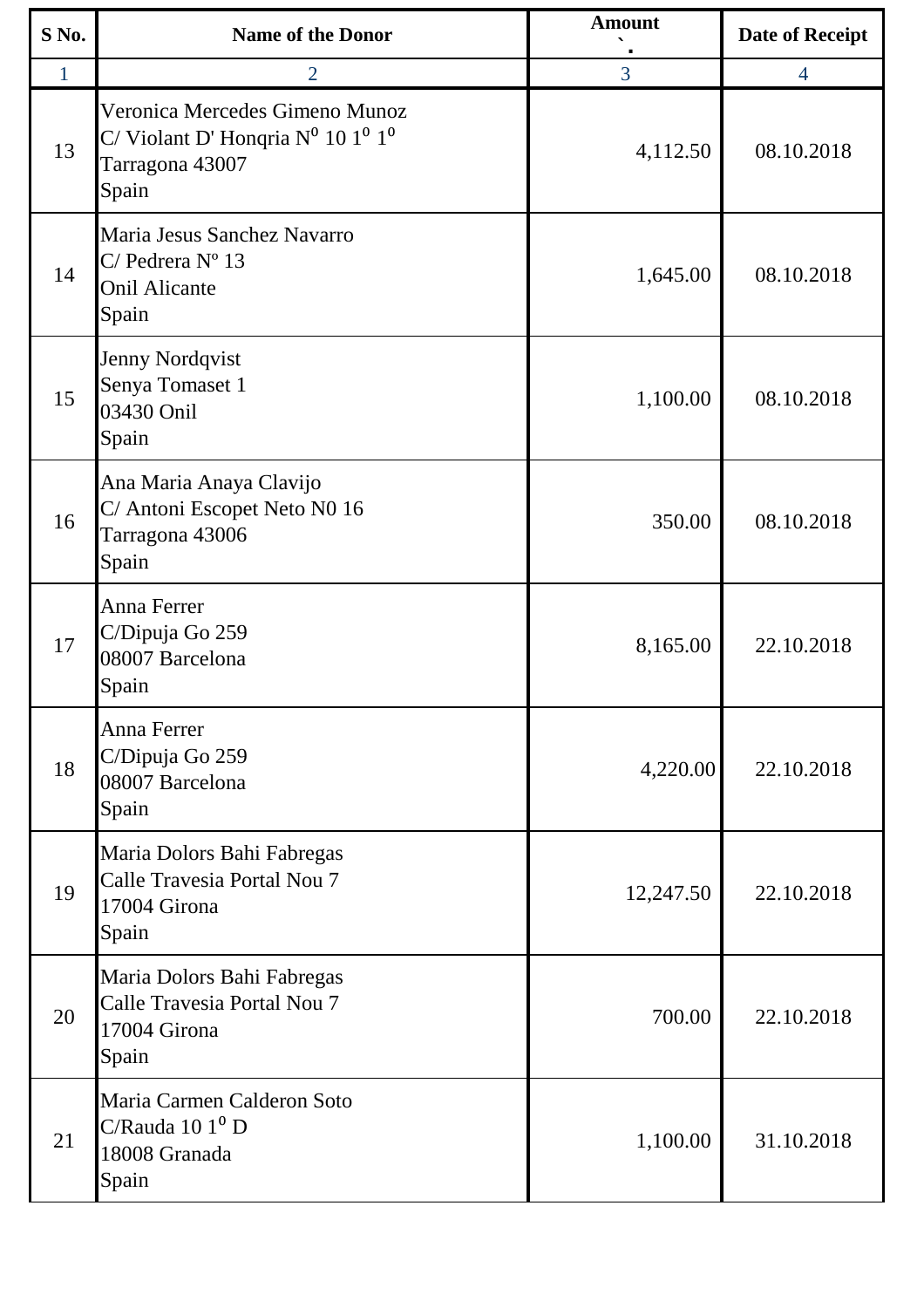| S No. | Name of the Donor | Amount ` | Date of Receipt |
|---|---|---|---|
| 1 | 2 | 3 | 4 |
| 13 | Veronica Mercedes Gimeno Munoz<br>C/ Violant D' Honqria N⁰ 10 1⁰ 1⁰<br>Tarragona 43007<br>Spain | 4,112.50 | 08.10.2018 |
| 14 | Maria Jesus Sanchez Navarro<br>C/ Pedrera Nº 13<br>Onil Alicante<br>Spain | 1,645.00 | 08.10.2018 |
| 15 | Jenny Nordqvist<br>Senya Tomaset 1<br>03430 Onil<br>Spain | 1,100.00 | 08.10.2018 |
| 16 | Ana Maria Anaya Clavijo<br>C/ Antoni Escopet Neto N0 16<br>Tarragona 43006<br>Spain | 350.00 | 08.10.2018 |
| 17 | Anna Ferrer<br>C/Dipuja Go 259<br>08007 Barcelona<br>Spain | 8,165.00 | 22.10.2018 |
| 18 | Anna Ferrer<br>C/Dipuja Go 259<br>08007 Barcelona<br>Spain | 4,220.00 | 22.10.2018 |
| 19 | Maria Dolors Bahi Fabregas<br>Calle Travesia Portal Nou 7<br>17004 Girona<br>Spain | 12,247.50 | 22.10.2018 |
| 20 | Maria Dolors Bahi Fabregas<br>Calle Travesia Portal Nou 7<br>17004 Girona<br>Spain | 700.00 | 22.10.2018 |
| 21 | Maria Carmen Calderon Soto<br>C/Rauda 10 1⁰ D<br>18008 Granada<br>Spain | 1,100.00 | 31.10.2018 |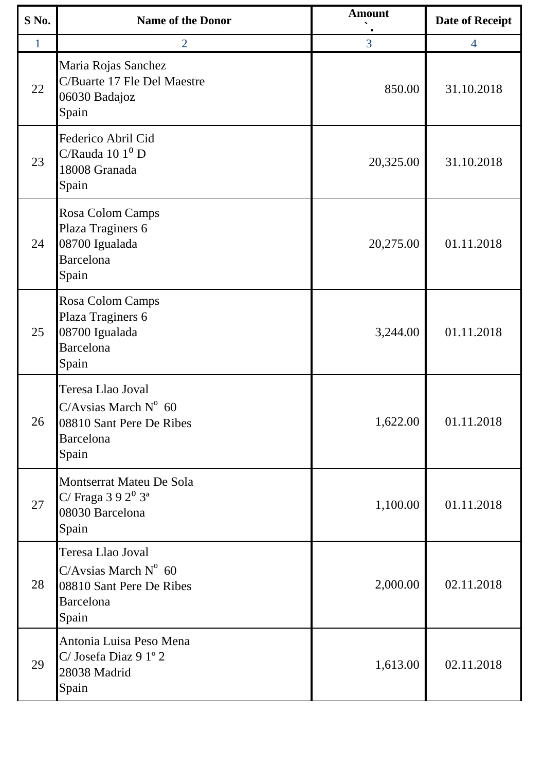| S No. | Name of the Donor | Amount ` | Date of Receipt |
|---|---|---|---|
| 1 | 2 | 3 | 4 |
| 22 | Maria Rojas Sanchez<br>C/Buarte 17 Fle Del Maestre<br>06030 Badajoz<br>Spain | 850.00 | 31.10.2018 |
| 23 | Federico Abril Cid<br>C/Rauda 10 1⁰ D<br>18008 Granada<br>Spain | 20,325.00 | 31.10.2018 |
| 24 | Rosa Colom Camps<br>Plaza Traginers 6<br>08700 Igualada<br>Barcelona<br>Spain | 20,275.00 | 01.11.2018 |
| 25 | Rosa Colom Camps<br>Plaza Traginers 6<br>08700 Igualada<br>Barcelona<br>Spain | 3,244.00 | 01.11.2018 |
| 26 | Teresa Llao Joval<br>C/Avsias March Nº 60<br>08810 Sant Pere De Ribes<br>Barcelona<br>Spain | 1,622.00 | 01.11.2018 |
| 27 | Montserrat Mateu De Sola<br>C/ Fraga 3 9 2⁰ 3ª<br>08030 Barcelona<br>Spain | 1,100.00 | 01.11.2018 |
| 28 | Teresa Llao Joval<br>C/Avsias March Nº 60<br>08810 Sant Pere De Ribes<br>Barcelona<br>Spain | 2,000.00 | 02.11.2018 |
| 29 | Antonia Luisa Peso Mena<br>C/ Josefa Diaz 9 1º 2<br>28038 Madrid<br>Spain | 1,613.00 | 02.11.2018 |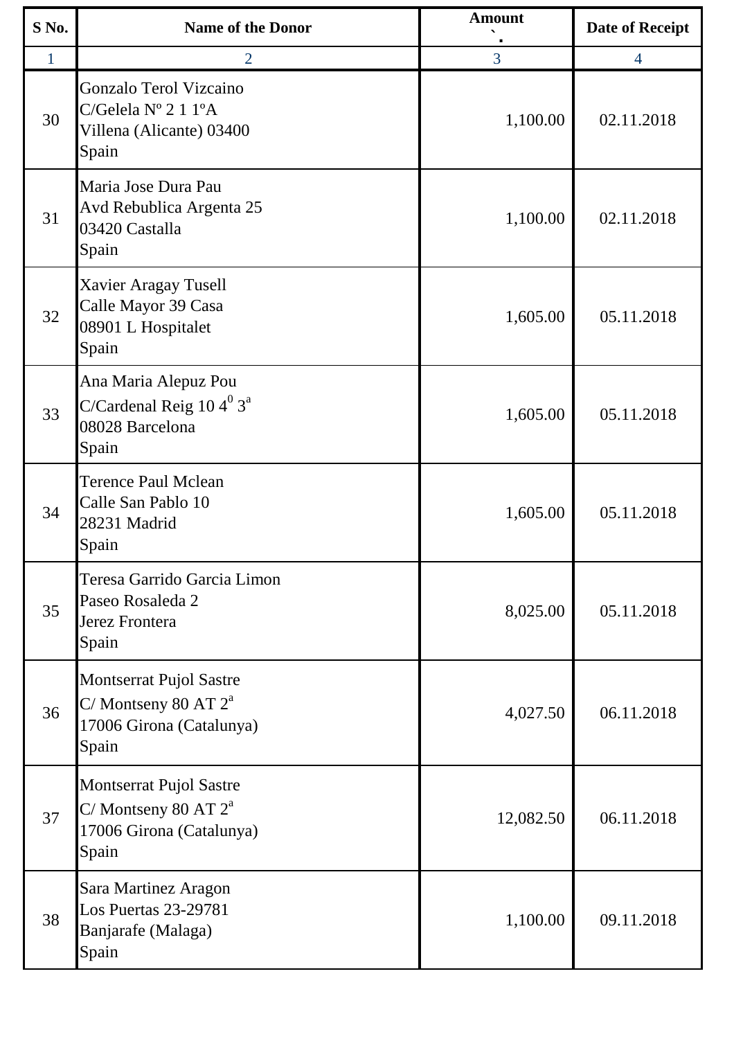| S No. | Name of the Donor | Amount ` | Date of Receipt |
|---|---|---|---|
| 1 | 2 | 3 | 4 |
| 30 | Gonzalo Terol Vizcaino<br>C/Gelela Nº 2 1 1ºA<br>Villena (Alicante) 03400<br>Spain | 1,100.00 | 02.11.2018 |
| 31 | Maria Jose Dura Pau<br>Avd Rebublica Argenta 25<br>03420 Castalla<br>Spain | 1,100.00 | 02.11.2018 |
| 32 | Xavier Aragay Tusell<br>Calle Mayor 39 Casa<br>08901 L Hospitalet<br>Spain | 1,605.00 | 05.11.2018 |
| 33 | Ana Maria Alepuz Pou<br>C/Cardenal Reig 10 4[0] 3[a]<br>08028 Barcelona<br>Spain | 1,605.00 | 05.11.2018 |
| 34 | Terence Paul Mclean<br>Calle San Pablo 10<br>28231 Madrid<br>Spain | 1,605.00 | 05.11.2018 |
| 35 | Teresa Garrido Garcia Limon<br>Paseo Rosaleda 2<br>Jerez Frontera<br>Spain | 8,025.00 | 05.11.2018 |
| 36 | Montserrat Pujol Sastre<br>C/ Montseny 80 AT 2[a]<br>17006 Girona (Catalunya)<br>Spain | 4,027.50 | 06.11.2018 |
| 37 | Montserrat Pujol Sastre<br>C/ Montseny 80 AT 2[a]<br>17006 Girona (Catalunya)<br>Spain | 12,082.50 | 06.11.2018 |
| 38 | Sara Martinez Aragon<br>Los Puertas 23-29781<br>Banjarafe (Malaga)<br>Spain | 1,100.00 | 09.11.2018 |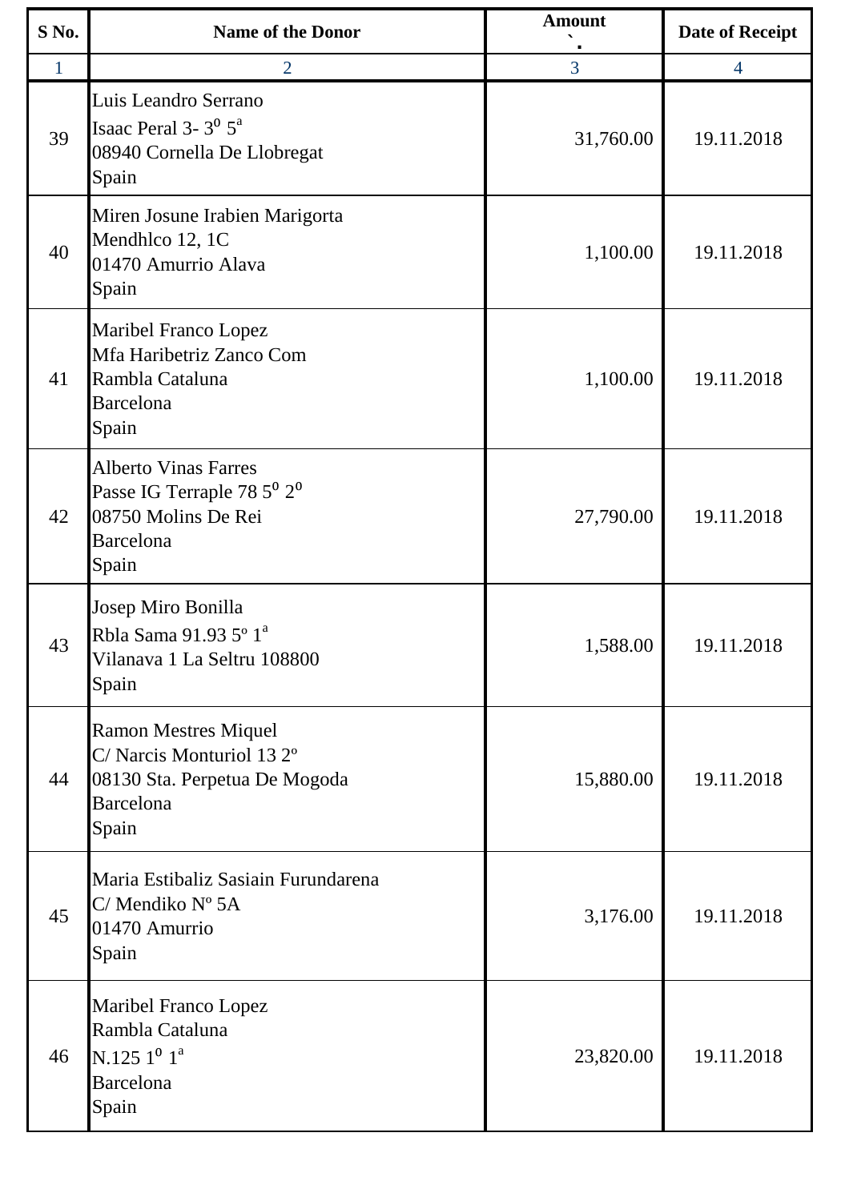| S No. | Name of the Donor | Amount ` | Date of Receipt |
|---|---|---|---|
| 1 | 2 | 3 | 4 |
| 39 | Luis Leandro Serrano<br>Isaac Peral 3- 3⁰ 5ª<br>08940 Cornella De Llobregat<br>Spain | 31,760.00 | 19.11.2018 |
| 40 | Miren Josune Irabien Marigorta<br>Mendhlco 12, 1C<br>01470 Amurrio Alava<br>Spain | 1,100.00 | 19.11.2018 |
| 41 | Maribel Franco Lopez<br>Mfa Haribetriz Zanco Com<br>Rambla Cataluna<br>Barcelona<br>Spain | 1,100.00 | 19.11.2018 |
| 42 | Alberto Vinas Farres<br>Passe IG Terraple 78 5⁰ 2⁰<br>08750 Molins De Rei<br>Barcelona<br>Spain | 27,790.00 | 19.11.2018 |
| 43 | Josep Miro Bonilla<br>Rbla Sama 91.93 5º 1ª<br>Vilanava 1 La Seltru 108800<br>Spain | 1,588.00 | 19.11.2018 |
| 44 | Ramon Mestres Miquel<br>C/ Narcis Monturiol 13 2º<br>08130 Sta. Perpetua De Mogoda<br>Barcelona<br>Spain | 15,880.00 | 19.11.2018 |
| 45 | Maria Estibaliz Sasiain Furundarena<br>C/ Mendiko Nº 5A<br>01470 Amurrio<br>Spain | 3,176.00 | 19.11.2018 |
| 46 | Maribel Franco Lopez<br>Rambla Cataluna<br>N.125 1⁰ 1ª<br>Barcelona<br>Spain | 23,820.00 | 19.11.2018 |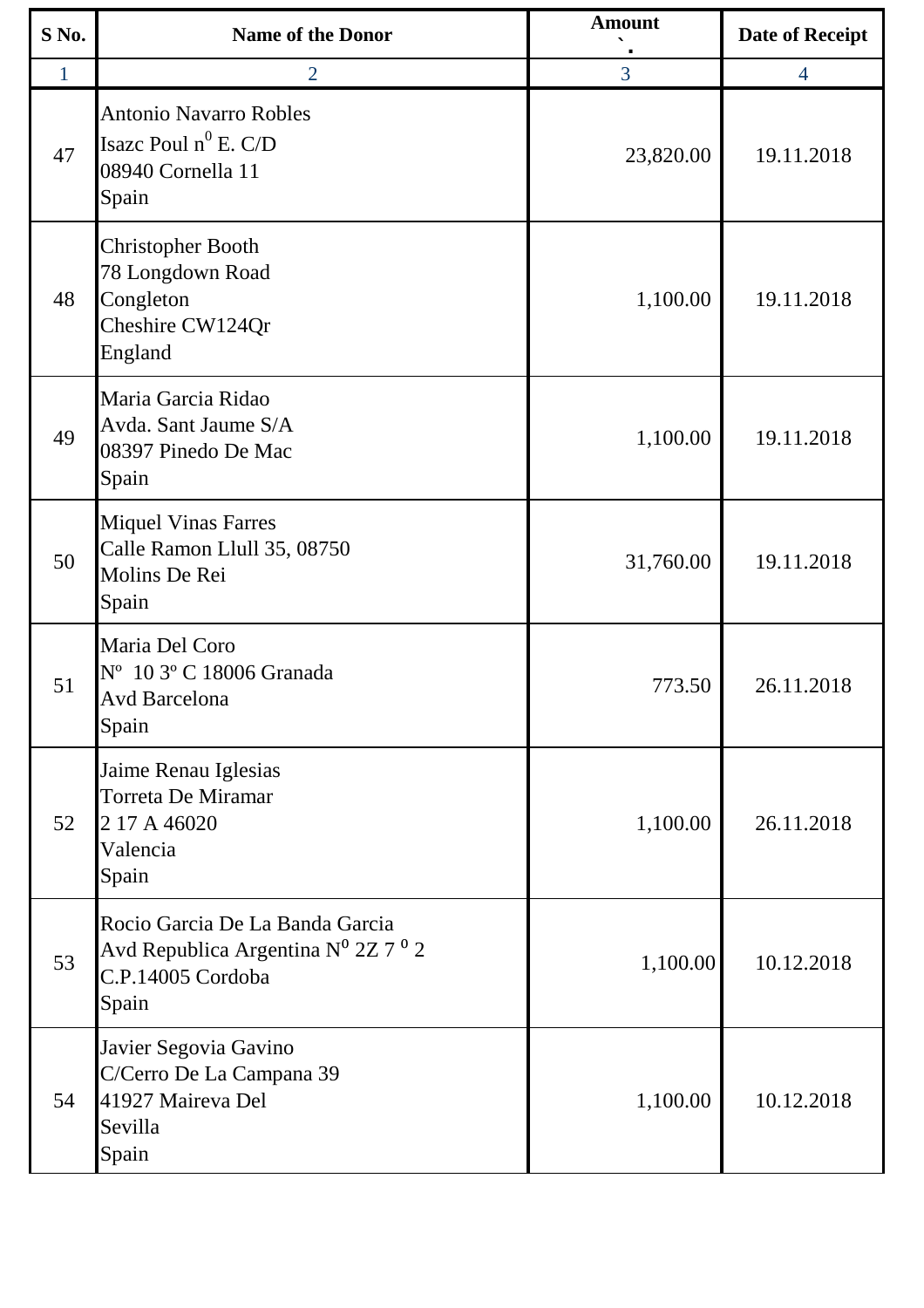| S No. | Name of the Donor | Amount ` | Date of Receipt |
|---|---|---|---|
| 1 | 2 | 3 | 4 |
| 47 | Antonio Navarro Robles<br>Isazc Poul n$^0$ E. C/D<br>08940 Cornella 11<br>Spain | 23,820.00 | 19.11.2018 |
| 48 | Christopher Booth<br>78 Longdown Road<br>Congleton<br>Cheshire CW124Qr<br>England | 1,100.00 | 19.11.2018 |
| 49 | Maria Garcia Ridao<br>Avda. Sant Jaume S/A<br>08397 Pinedo De Mac<br>Spain | 1,100.00 | 19.11.2018 |
| 50 | Miquel Vinas Farres<br>Calle Ramon Llull 35, 08750<br>Molins De Rei<br>Spain | 31,760.00 | 19.11.2018 |
| 51 | Maria Del Coro<br>Nº 10 3º C 18006 Granada<br>Avd Barcelona<br>Spain | 773.50 | 26.11.2018 |
| 52 | Jaime Renau Iglesias<br>Torreta De Miramar<br>2 17 A 46020<br>Valencia<br>Spain | 1,100.00 | 26.11.2018 |
| 53 | Rocio Garcia De La Banda Garcia<br>Avd Republica Argentina N$^0$ 2Z 7 $^0$ 2<br>C.P.14005 Cordoba<br>Spain | 1,100.00 | 10.12.2018 |
| 54 | Javier Segovia Gavino<br>C/Cerro De La Campana 39<br>41927 Maireva Del<br>Sevilla<br>Spain | 1,100.00 | 10.12.2018 |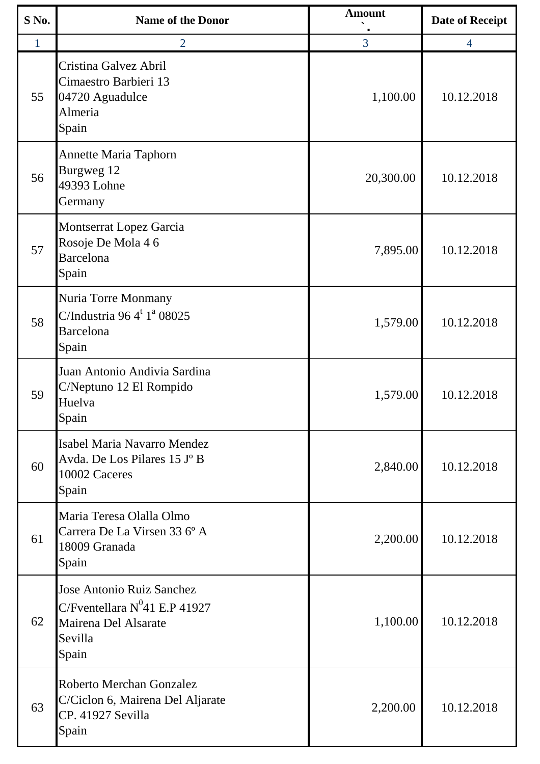| S No. | Name of the Donor | Amount ` | Date of Receipt |
|---|---|---|---|
| 1 | 2 | 3 | 4 |
| 55 | Cristina Galvez Abril<br>Cimaestro Barbieri 13<br>04720 Aguadulce<br>Almeria<br>Spain | 1,100.00 | 10.12.2018 |
| 56 | Annette Maria Taphorn<br>Burgweg 12<br>49393 Lohne<br>Germany | 20,300.00 | 10.12.2018 |
| 57 | Montserrat Lopez Garcia<br>Rosoje De Mola 4 6<br>Barcelona<br>Spain | 7,895.00 | 10.12.2018 |
| 58 | Nuria Torre Monmany<br>C/Industria 96 4[t] 1[a] 08025<br>Barcelona<br>Spain | 1,579.00 | 10.12.2018 |
| 59 | Juan Antonio Andivia Sardina<br>C/Neptuno 12 El Rompido<br>Huelva<br>Spain | 1,579.00 | 10.12.2018 |
| 60 | Isabel Maria Navarro Mendez<br>Avda. De Los Pilares 15 Jº B<br>10002 Caceres<br>Spain | 2,840.00 | 10.12.2018 |
| 61 | Maria Teresa Olalla Olmo<br>Carrera De La Virsen 33 6º A<br>18009 Granada<br>Spain | 2,200.00 | 10.12.2018 |
| 62 | Jose Antonio Ruiz Sanchez<br>C/Fventellara N[0]41 E.P 41927<br>Mairena Del Alsarate<br>Sevilla<br>Spain | 1,100.00 | 10.12.2018 |
| 63 | Roberto Merchan Gonzalez<br>C/Ciclon 6, Mairena Del Aljarate<br>CP. 41927 Sevilla<br>Spain | 2,200.00 | 10.12.2018 |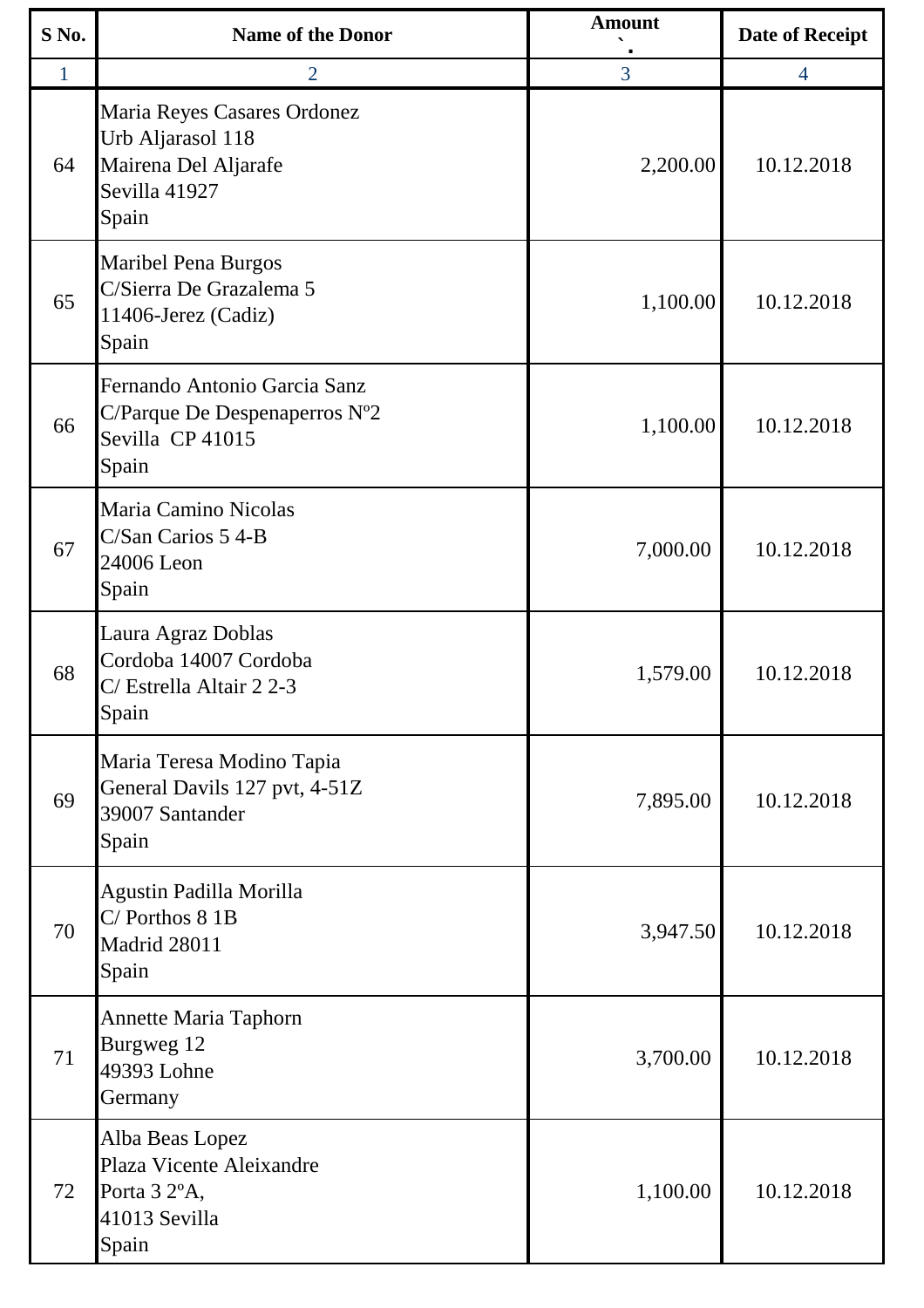| S No. | Name of the Donor | Amount ` | Date of Receipt |
|---|---|---|---|
| 1 | 2 | 3 | 4 |
| 64 | Maria Reyes Casares Ordonez<br>Urb Aljarasol 118<br>Mairena Del Aljarafe<br>Sevilla 41927<br>Spain | 2,200.00 | 10.12.2018 |
| 65 | Maribel Pena Burgos<br>C/Sierra De Grazalema 5<br>11406-Jerez (Cadiz)<br>Spain | 1,100.00 | 10.12.2018 |
| 66 | Fernando Antonio Garcia Sanz<br>C/Parque De Despenaperros Nº2<br>Sevilla CP 41015<br>Spain | 1,100.00 | 10.12.2018 |
| 67 | Maria Camino Nicolas<br>C/San Carios 5 4-B<br>24006 Leon<br>Spain | 7,000.00 | 10.12.2018 |
| 68 | Laura Agraz Doblas<br>Cordoba 14007 Cordoba<br>C/ Estrella Altair 2 2-3<br>Spain | 1,579.00 | 10.12.2018 |
| 69 | Maria Teresa Modino Tapia<br>General Davils 127 pvt, 4-51Z<br>39007 Santander<br>Spain | 7,895.00 | 10.12.2018 |
| 70 | Agustin Padilla Morilla<br>C/ Porthos 8 1B<br>Madrid 28011<br>Spain | 3,947.50 | 10.12.2018 |
| 71 | Annette Maria Taphorn<br>Burgweg 12<br>49393 Lohne<br>Germany | 3,700.00 | 10.12.2018 |
| 72 | Alba Beas Lopez<br>Plaza Vicente Aleixandre<br>Porta 3 2ºA,<br>41013 Sevilla<br>Spain | 1,100.00 | 10.12.2018 |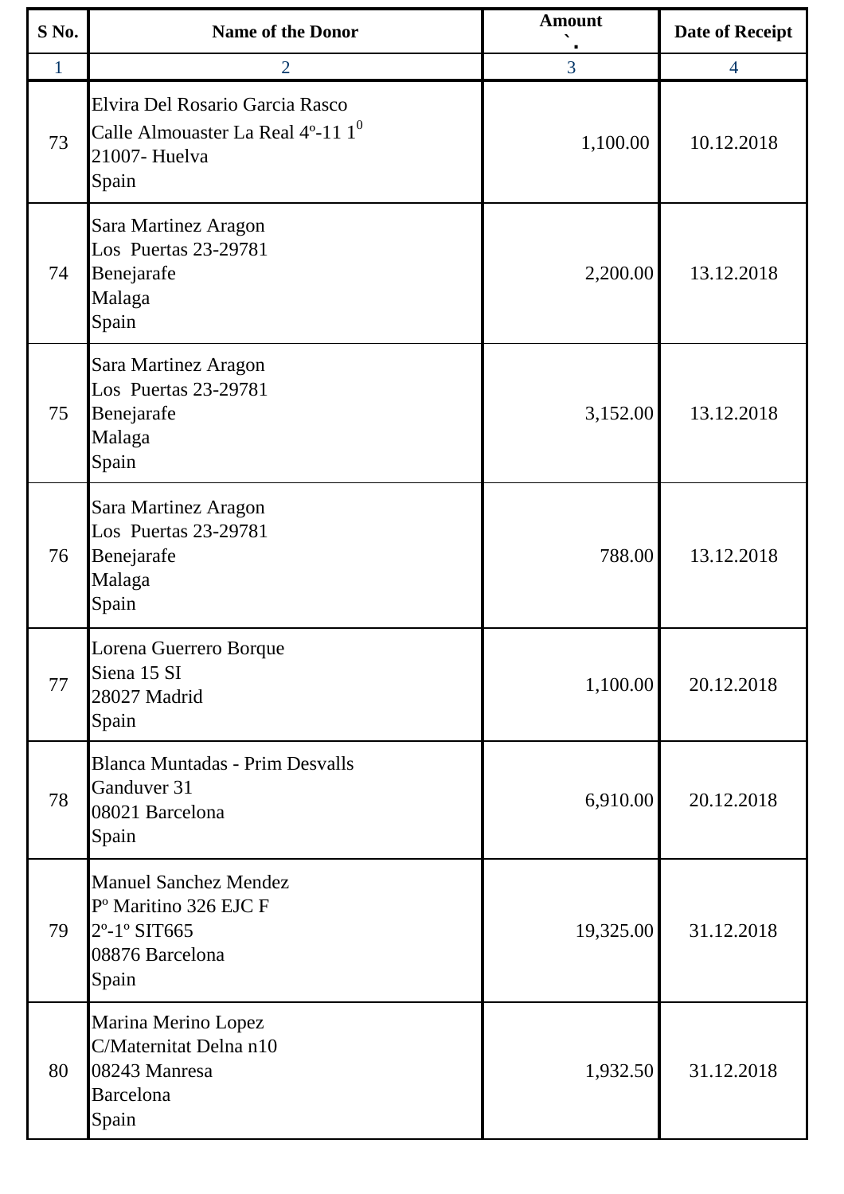| S No. | Name of the Donor | Amount ` | Date of Receipt |
|---|---|---|---|
| 1 | 2 | 3 | 4 |
| 73 | Elvira Del Rosario Garcia Rasco<br>Calle Almouaster La Real 4º-11 $1^0$<br>21007- Huelva<br>Spain | 1,100.00 | 10.12.2018 |
| 74 | Sara Martinez Aragon<br>Los Puertas 23-29781<br>Benejarafe<br>Malaga<br>Spain | 2,200.00 | 13.12.2018 |
| 75 | Sara Martinez Aragon<br>Los Puertas 23-29781<br>Benejarafe<br>Malaga<br>Spain | 3,152.00 | 13.12.2018 |
| 76 | Sara Martinez Aragon<br>Los Puertas 23-29781<br>Benejarafe<br>Malaga<br>Spain | 788.00 | 13.12.2018 |
| 77 | Lorena Guerrero Borque<br>Siena 15 SI<br>28027 Madrid<br>Spain | 1,100.00 | 20.12.2018 |
| 78 | Blanca Muntadas - Prim Desvalls<br>Ganduver 31<br>08021 Barcelona<br>Spain | 6,910.00 | 20.12.2018 |
| 79 | Manuel Sanchez Mendez<br>Pº Maritino 326 EJC F<br>2º-1º SIT665<br>08876 Barcelona<br>Spain | 19,325.00 | 31.12.2018 |
| 80 | Marina Merino Lopez<br>C/Maternitat Delna n10<br>08243 Manresa<br>Barcelona<br>Spain | 1,932.50 | 31.12.2018 |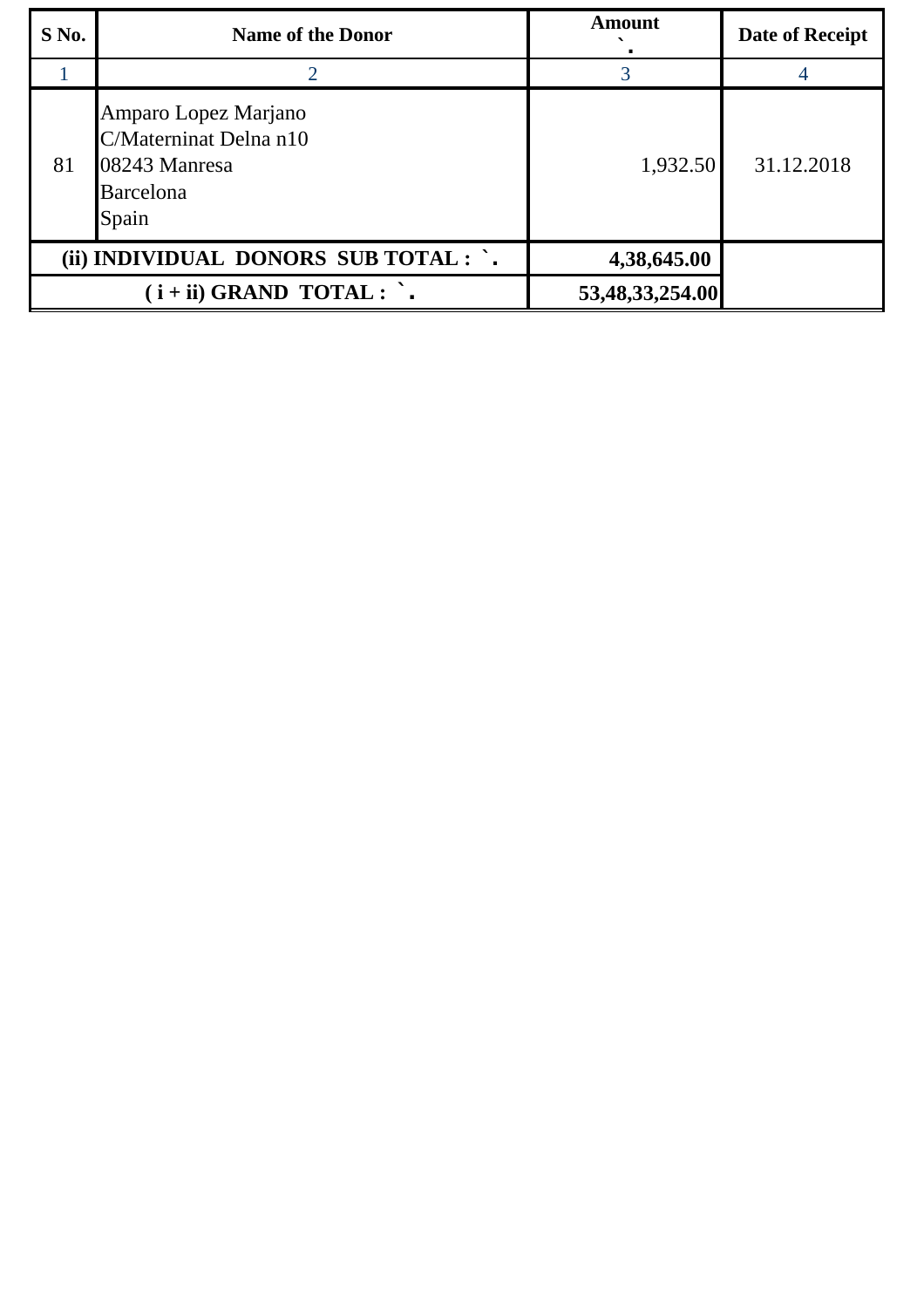| S No. | Name of the Donor | Amount ` . | Date of Receipt |
|---|---|---|---|
| 1 | 2 | 3 | 4 |
| 81 | Amparo Lopez Marjano<br>C/Materninat Delna n10<br>08243 Manresa<br>Barcelona<br>Spain | 1,932.50 | 31.12.2018 |
| **(ii) INDIVIDUAL DONORS SUB TOTAL : ` .** | | **4,38,645.00** | |
| **( i + ii) GRAND TOTAL : ` .** | | **53,48,33,254.00** | |